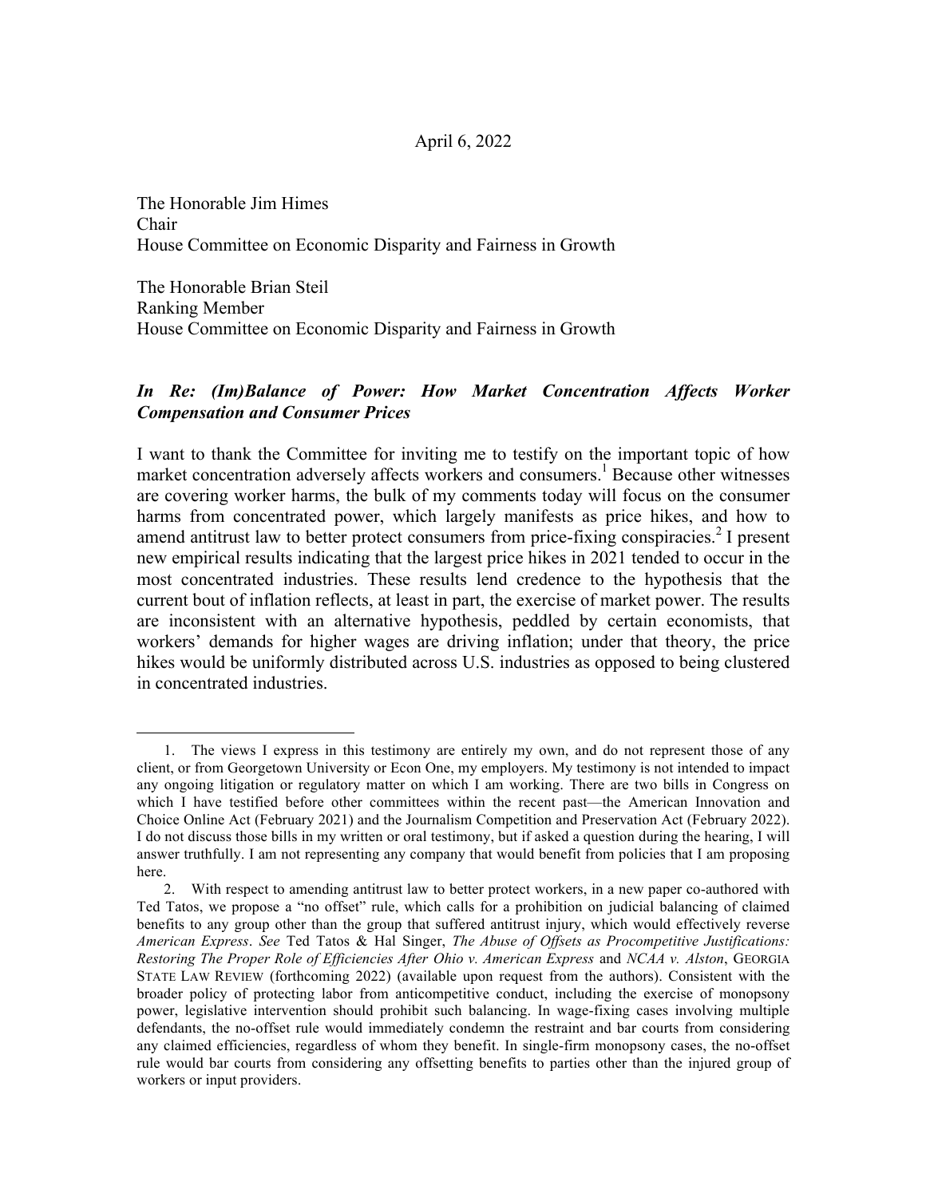April 6, 2022

The Honorable Jim Himes
Chair
House Committee on Economic Disparity and Fairness in Growth

The Honorable Brian Steil
Ranking Member
House Committee on Economic Disparity and Fairness in Growth

***In Re: (Im)Balance of Power: How Market Concentration Affects Worker Compensation and Consumer Prices***

I want to thank the Committee for inviting me to testify on the important topic of how market concentration adversely affects workers and consumers.[1] Because other witnesses are covering worker harms, the bulk of my comments today will focus on the consumer harms from concentrated power, which largely manifests as price hikes, and how to amend antitrust law to better protect consumers from price-fixing conspiracies.[2] I present new empirical results indicating that the largest price hikes in 2021 tended to occur in the most concentrated industries. These results lend credence to the hypothesis that the current bout of inflation reflects, at least in part, the exercise of market power. The results are inconsistent with an alternative hypothesis, peddled by certain economists, that workers' demands for higher wages are driving inflation; under that theory, the price hikes would be uniformly distributed across U.S. industries as opposed to being clustered in concentrated industries.

---

1. The views I express in this testimony are entirely my own, and do not represent those of any client, or from Georgetown University or Econ One, my employers. My testimony is not intended to impact any ongoing litigation or regulatory matter on which I am working. There are two bills in Congress on which I have testified before other committees within the recent past—the American Innovation and Choice Online Act (February 2021) and the Journalism Competition and Preservation Act (February 2022). I do not discuss those bills in my written or oral testimony, but if asked a question during the hearing, I will answer truthfully. I am not representing any company that would benefit from policies that I am proposing here.

2. With respect to amending antitrust law to better protect workers, in a new paper co-authored with Ted Tatos, we propose a "no offset" rule, which calls for a prohibition on judicial balancing of claimed benefits to any group other than the group that suffered antitrust injury, which would effectively reverse *American Express*. *See* Ted Tatos & Hal Singer, *The Abuse of Offsets as Procompetitive Justifications: Restoring The Proper Role of Efficiencies After Ohio v. American Express* and *NCAA v. Alston*, GEORGIA STATE LAW REVIEW (forthcoming 2022) (available upon request from the authors). Consistent with the broader policy of protecting labor from anticompetitive conduct, including the exercise of monopsony power, legislative intervention should prohibit such balancing. In wage-fixing cases involving multiple defendants, the no-offset rule would immediately condemn the restraint and bar courts from considering any claimed efficiencies, regardless of whom they benefit. In single-firm monopsony cases, the no-offset rule would bar courts from considering any offsetting benefits to parties other than the injured group of workers or input providers.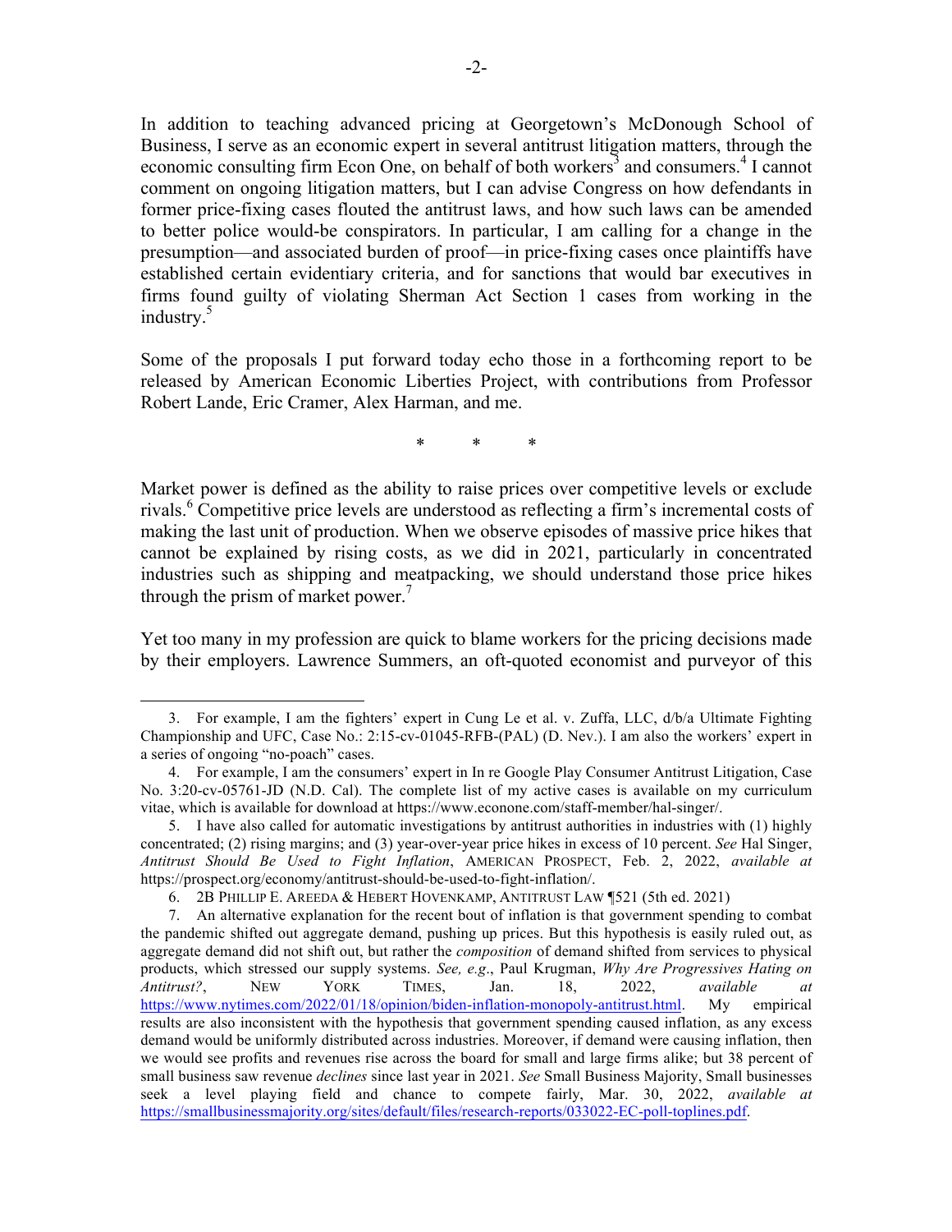In addition to teaching advanced pricing at Georgetown's McDonough School of Business, I serve as an economic expert in several antitrust litigation matters, through the economic consulting firm Econ One, on behalf of both workers[3] and consumers.[4] I cannot comment on ongoing litigation matters, but I can advise Congress on how defendants in former price-fixing cases flouted the antitrust laws, and how such laws can be amended to better police would-be conspirators. In particular, I am calling for a change in the presumption—and associated burden of proof—in price-fixing cases once plaintiffs have established certain evidentiary criteria, and for sanctions that would bar executives in firms found guilty of violating Sherman Act Section 1 cases from working in the industry.[5]

Some of the proposals I put forward today echo those in a forthcoming report to be released by American Economic Liberties Project, with contributions from Professor Robert Lande, Eric Cramer, Alex Harman, and me.

\* \* \*

Market power is defined as the ability to raise prices over competitive levels or exclude rivals.[6] Competitive price levels are understood as reflecting a firm's incremental costs of making the last unit of production. When we observe episodes of massive price hikes that cannot be explained by rising costs, as we did in 2021, particularly in concentrated industries such as shipping and meatpacking, we should understand those price hikes through the prism of market power.[7]

Yet too many in my profession are quick to blame workers for the pricing decisions made by their employers. Lawrence Summers, an oft-quoted economist and purveyor of this

---

3. For example, I am the fighters' expert in Cung Le et al. v. Zuffa, LLC, d/b/a Ultimate Fighting Championship and UFC, Case No.: 2:15-cv-01045-RFB-(PAL) (D. Nev.). I am also the workers' expert in a series of ongoing "no-poach" cases.

4. For example, I am the consumers' expert in In re Google Play Consumer Antitrust Litigation, Case No. 3:20-cv-05761-JD (N.D. Cal). The complete list of my active cases is available on my curriculum vitae, which is available for download at https://www.econone.com/staff-member/hal-singer/.

5. I have also called for automatic investigations by antitrust authorities in industries with (1) highly concentrated; (2) rising margins; and (3) year-over-year price hikes in excess of 10 percent. *See* Hal Singer, *Antitrust Should Be Used to Fight Inflation*, AMERICAN PROSPECT, Feb. 2, 2022, *available at* https://prospect.org/economy/antitrust-should-be-used-to-fight-inflation/.

6. 2B PHILLIP E. AREEDA & HEBERT HOVENKAMP, ANTITRUST LAW ¶521 (5th ed. 2021)

7. An alternative explanation for the recent bout of inflation is that government spending to combat the pandemic shifted out aggregate demand, pushing up prices. But this hypothesis is easily ruled out, as aggregate demand did not shift out, but rather the *composition* of demand shifted from services to physical products, which stressed our supply systems. *See, e.g.*, Paul Krugman, *Why Are Progressives Hating on Antitrust?*, NEW YORK TIMES, Jan. 18, 2022, *available at* https://www.nytimes.com/2022/01/18/opinion/biden-inflation-monopoly-antitrust.html. My empirical results are also inconsistent with the hypothesis that government spending caused inflation, as any excess demand would be uniformly distributed across industries. Moreover, if demand were causing inflation, then we would see profits and revenues rise across the board for small and large firms alike; but 38 percent of small business saw revenue *declines* since last year in 2021. *See* Small Business Majority, Small businesses seek a level playing field and chance to compete fairly, Mar. 30, 2022, *available at* https://smallbusinessmajority.org/sites/default/files/research-reports/033022-EC-poll-toplines.pdf.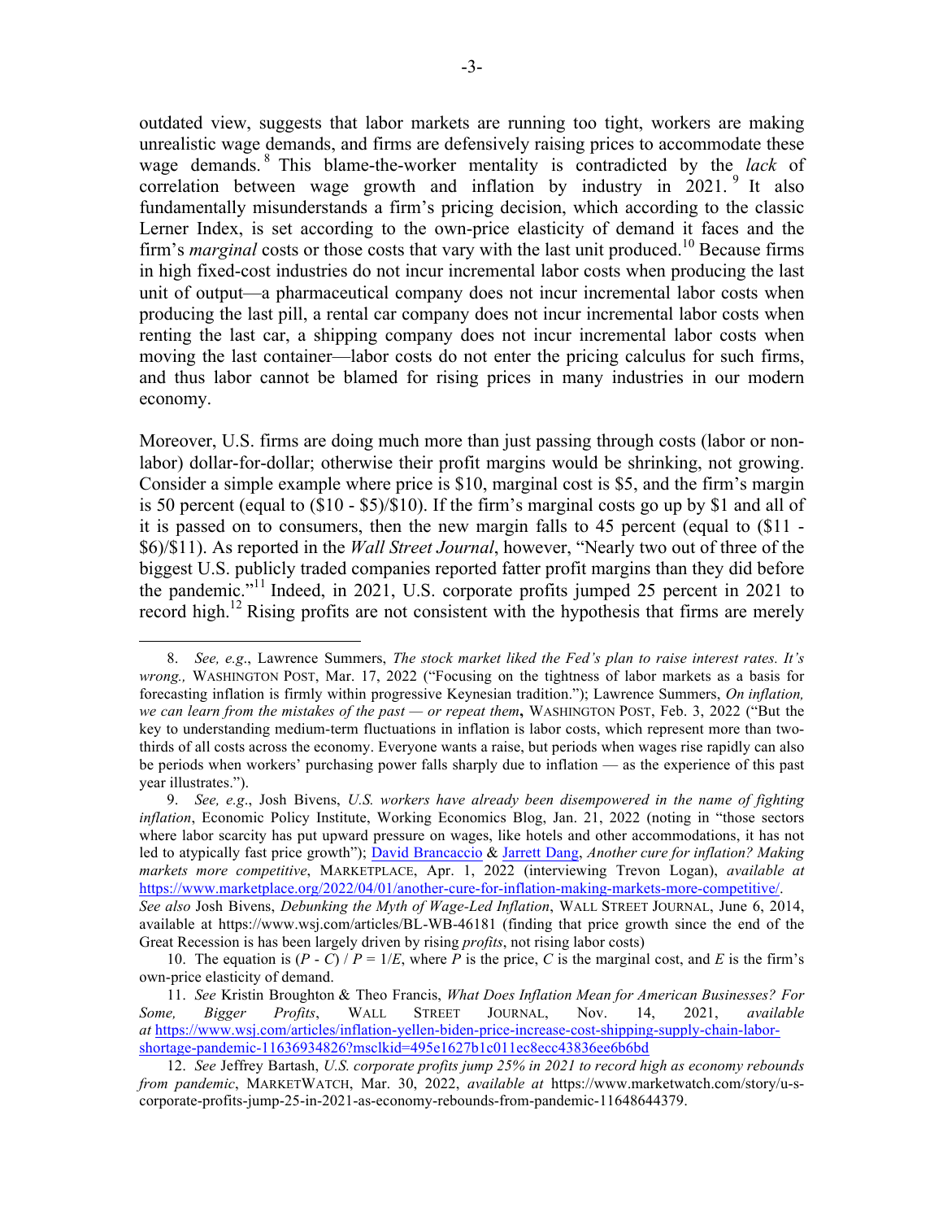outdated view, suggests that labor markets are running too tight, workers are making unrealistic wage demands, and firms are defensively raising prices to accommodate these wage demands.[8] This blame-the-worker mentality is contradicted by the *lack* of correlation between wage growth and inflation by industry in 2021.[9] It also fundamentally misunderstands a firm's pricing decision, which according to the classic Lerner Index, is set according to the own-price elasticity of demand it faces and the firm's *marginal* costs or those costs that vary with the last unit produced.[10] Because firms in high fixed-cost industries do not incur incremental labor costs when producing the last unit of output—a pharmaceutical company does not incur incremental labor costs when producing the last pill, a rental car company does not incur incremental labor costs when renting the last car, a shipping company does not incur incremental labor costs when moving the last container—labor costs do not enter the pricing calculus for such firms, and thus labor cannot be blamed for rising prices in many industries in our modern economy.

Moreover, U.S. firms are doing much more than just passing through costs (labor or non-labor) dollar-for-dollar; otherwise their profit margins would be shrinking, not growing. Consider a simple example where price is $10, marginal cost is $5, and the firm's margin is 50 percent (equal to ($10 - $5)/$10). If the firm's marginal costs go up by $1 and all of it is passed on to consumers, then the new margin falls to 45 percent (equal to ($11 - $6)/$11). As reported in the *Wall Street Journal*, however, "Nearly two out of three of the biggest U.S. publicly traded companies reported fatter profit margins than they did before the pandemic."[11] Indeed, in 2021, U.S. corporate profits jumped 25 percent in 2021 to record high.[12] Rising profits are not consistent with the hypothesis that firms are merely

---

8. *See, e.g*., Lawrence Summers, *The stock market liked the Fed's plan to raise interest rates. It's wrong.,* WASHINGTON POST, Mar. 17, 2022 ("Focusing on the tightness of labor markets as a basis for forecasting inflation is firmly within progressive Keynesian tradition."); Lawrence Summers, *On inflation, we can learn from the mistakes of the past — or repeat them***,** WASHINGTON POST, Feb. 3, 2022 ("But the key to understanding medium-term fluctuations in inflation is labor costs, which represent more than two-thirds of all costs across the economy. Everyone wants a raise, but periods when wages rise rapidly can also be periods when workers' purchasing power falls sharply due to inflation — as the experience of this past year illustrates.").

9. *See, e.g*., Josh Bivens, *U.S. workers have already been disempowered in the name of fighting inflation*, Economic Policy Institute, Working Economics Blog, Jan. 21, 2022 (noting in "those sectors where labor scarcity has put upward pressure on wages, like hotels and other accommodations, it has not led to atypically fast price growth"); David Brancaccio & Jarrett Dang, *Another cure for inflation? Making markets more competitive*, MARKETPLACE, Apr. 1, 2022 (interviewing Trevon Logan), *available at* https://www.marketplace.org/2022/04/01/another-cure-for-inflation-making-markets-more-competitive/. *See also* Josh Bivens, *Debunking the Myth of Wage-Led Inflation*, WALL STREET JOURNAL, June 6, 2014, available at https://www.wsj.com/articles/BL-WB-46181 (finding that price growth since the end of the Great Recession is has been largely driven by rising *profits*, not rising labor costs)

10. The equation is $(P - C) / P = 1/E$, where $P$ is the price, $C$ is the marginal cost, and $E$ is the firm's own-price elasticity of demand.

11. *See* Kristin Broughton & Theo Francis, *What Does Inflation Mean for American Businesses? For Some, Bigger Profits*, WALL STREET JOURNAL, Nov. 14, 2021, *available at* https://www.wsj.com/articles/inflation-yellen-biden-price-increase-cost-shipping-supply-chain-labor-shortage-pandemic-11636934826?msclkid=495e1627b1c011ec8ecc43836ee6b6bd

12. *See* Jeffrey Bartash, *U.S. corporate profits jump 25% in 2021 to record high as economy rebounds from pandemic*, MARKETWATCH, Mar. 30, 2022, *available at* https://www.marketwatch.com/story/u-s-corporate-profits-jump-25-in-2021-as-economy-rebounds-from-pandemic-11648644379.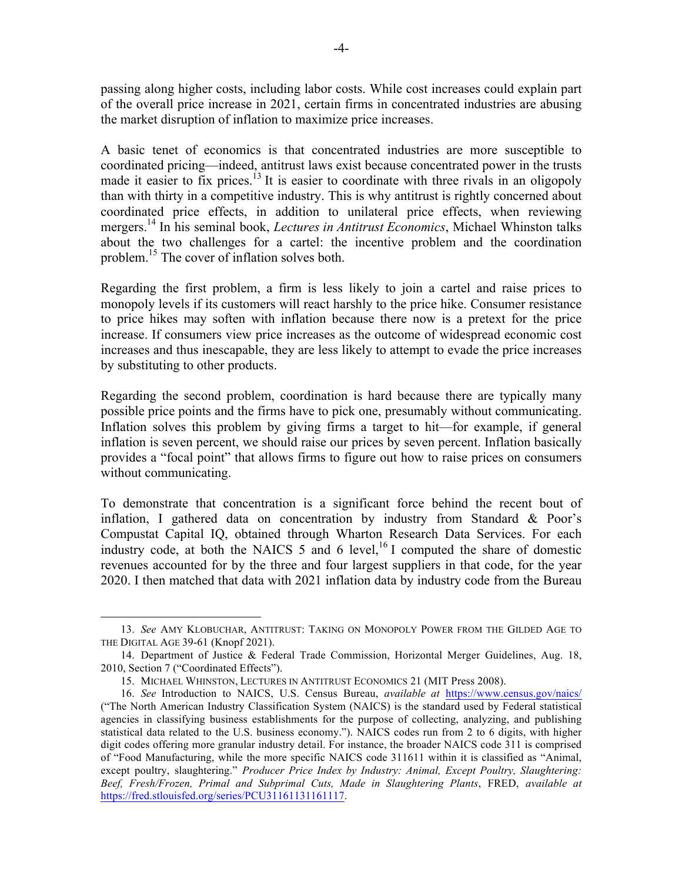passing along higher costs, including labor costs. While cost increases could explain part of the overall price increase in 2021, certain firms in concentrated industries are abusing the market disruption of inflation to maximize price increases.

A basic tenet of economics is that concentrated industries are more susceptible to coordinated pricing—indeed, antitrust laws exist because concentrated power in the trusts made it easier to fix prices.[13] It is easier to coordinate with three rivals in an oligopoly than with thirty in a competitive industry. This is why antitrust is rightly concerned about coordinated price effects, in addition to unilateral price effects, when reviewing mergers.[14] In his seminal book, *Lectures in Antitrust Economics*, Michael Whinston talks about the two challenges for a cartel: the incentive problem and the coordination problem.[15] The cover of inflation solves both.

Regarding the first problem, a firm is less likely to join a cartel and raise prices to monopoly levels if its customers will react harshly to the price hike. Consumer resistance to price hikes may soften with inflation because there now is a pretext for the price increase. If consumers view price increases as the outcome of widespread economic cost increases and thus inescapable, they are less likely to attempt to evade the price increases by substituting to other products.

Regarding the second problem, coordination is hard because there are typically many possible price points and the firms have to pick one, presumably without communicating. Inflation solves this problem by giving firms a target to hit—for example, if general inflation is seven percent, we should raise our prices by seven percent. Inflation basically provides a "focal point" that allows firms to figure out how to raise prices on consumers without communicating.

To demonstrate that concentration is a significant force behind the recent bout of inflation, I gathered data on concentration by industry from Standard & Poor's Compustat Capital IQ, obtained through Wharton Research Data Services. For each industry code, at both the NAICS 5 and 6 level,[16] I computed the share of domestic revenues accounted for by the three and four largest suppliers in that code, for the year 2020. I then matched that data with 2021 inflation data by industry code from the Bureau

---

13. *See* AMY KLOBUCHAR, ANTITRUST: TAKING ON MONOPOLY POWER FROM THE GILDED AGE TO THE DIGITAL AGE 39-61 (Knopf 2021).

14. Department of Justice & Federal Trade Commission, Horizontal Merger Guidelines, Aug. 18, 2010, Section 7 ("Coordinated Effects").

15. MICHAEL WHINSTON, LECTURES IN ANTITRUST ECONOMICS 21 (MIT Press 2008).

16. *See* Introduction to NAICS, U.S. Census Bureau, *available at* https://www.census.gov/naics/ ("The North American Industry Classification System (NAICS) is the standard used by Federal statistical agencies in classifying business establishments for the purpose of collecting, analyzing, and publishing statistical data related to the U.S. business economy."). NAICS codes run from 2 to 6 digits, with higher digit codes offering more granular industry detail. For instance, the broader NAICS code 311 is comprised of "Food Manufacturing, while the more specific NAICS code 311611 within it is classified as "Animal, except poultry, slaughtering." *Producer Price Index by Industry: Animal, Except Poultry, Slaughtering: Beef, Fresh/Frozen, Primal and Subprimal Cuts, Made in Slaughtering Plants*, FRED, *available at* https://fred.stlouisfed.org/series/PCU31161131161117.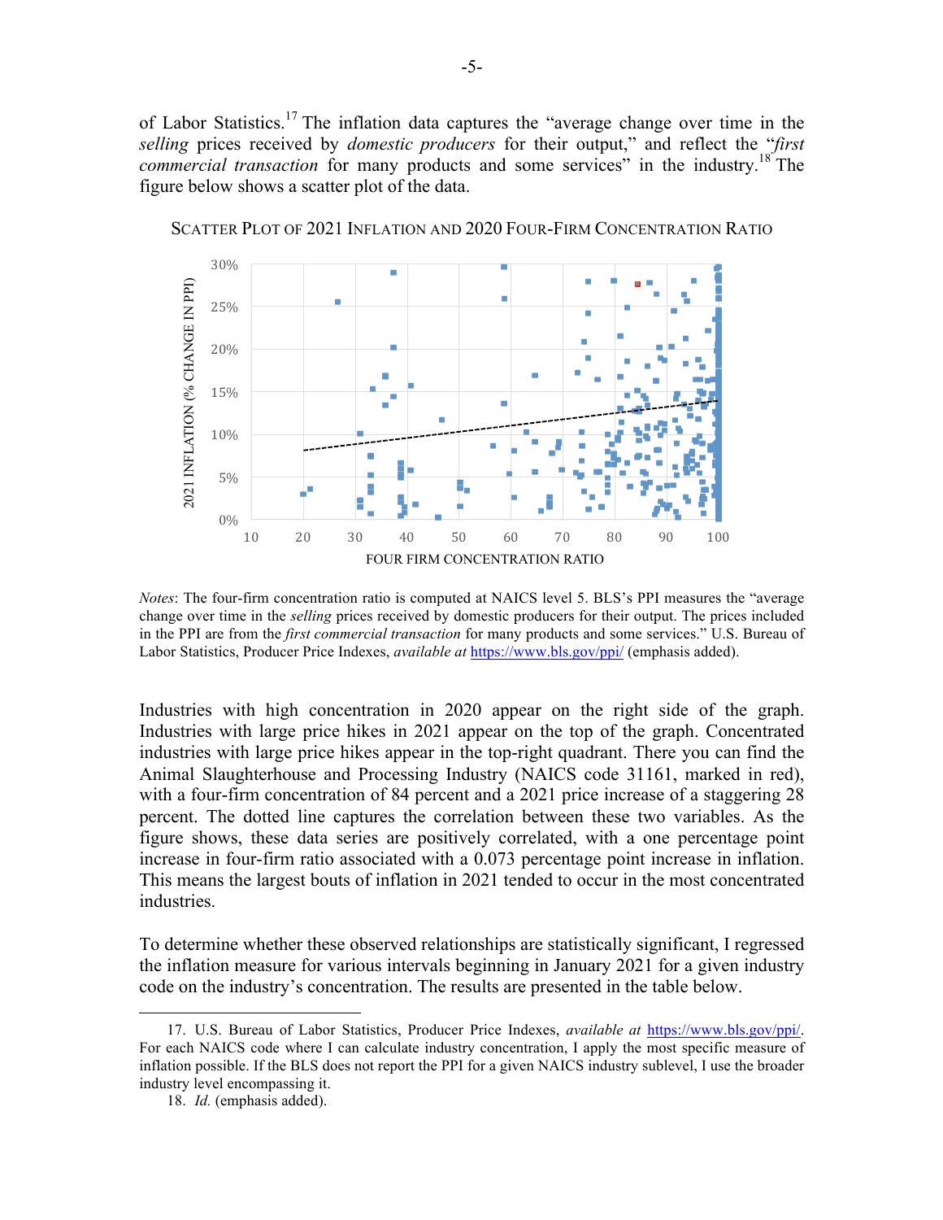of Labor Statistics.[17] The inflation data captures the "average change over time in the *selling* prices received by *domestic producers* for their output," and reflect the "*first commercial transaction* for many products and some services" in the industry.[18] The figure below shows a scatter plot of the data.

SCATTER PLOT OF 2021 INFLATION AND 2020 FOUR-FIRM CONCENTRATION RATIO

*Notes*: The four-firm concentration ratio is computed at NAICS level 5. BLS's PPI measures the "average change over time in the *selling* prices received by domestic producers for their output. The prices included in the PPI are from the *first commercial transaction* for many products and some services." U.S. Bureau of Labor Statistics, Producer Price Indexes, *available at* https://www.bls.gov/ppi/ (emphasis added).

Industries with high concentration in 2020 appear on the right side of the graph. Industries with large price hikes in 2021 appear on the top of the graph. Concentrated industries with large price hikes appear in the top-right quadrant. There you can find the Animal Slaughterhouse and Processing Industry (NAICS code 31161, marked in red), with a four-firm concentration of 84 percent and a 2021 price increase of a staggering 28 percent. The dotted line captures the correlation between these two variables. As the figure shows, these data series are positively correlated, with a one percentage point increase in four-firm ratio associated with a 0.073 percentage point increase in inflation. This means the largest bouts of inflation in 2021 tended to occur in the most concentrated industries.

To determine whether these observed relationships are statistically significant, I regressed the inflation measure for various intervals beginning in January 2021 for a given industry code on the industry's concentration. The results are presented in the table below.

---

17. U.S. Bureau of Labor Statistics, Producer Price Indexes, *available at* https://www.bls.gov/ppi/. For each NAICS code where I can calculate industry concentration, I apply the most specific measure of inflation possible. If the BLS does not report the PPI for a given NAICS industry sublevel, I use the broader industry level encompassing it.

18. *Id.* (emphasis added).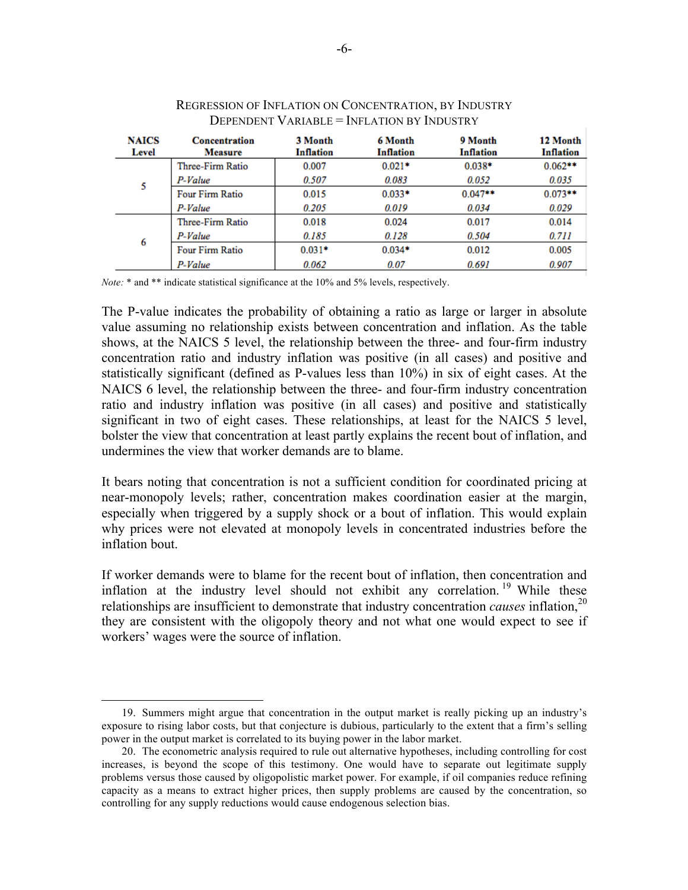REGRESSION OF INFLATION ON CONCENTRATION, BY INDUSTRY
DEPENDENT VARIABLE = INFLATION BY INDUSTRY

| NAICS Level | Concentration Measure | 3 Month Inflation | 6 Month Inflation | 9 Month Inflation | 12 Month Inflation |
|---|---|---|---|---|---|
| 5 | Three-Firm Ratio | 0.007 | 0.021* | 0.038* | 0.062** |
| | *P-Value* | *0.507* | *0.083* | *0.052* | *0.035* |
| | Four Firm Ratio | 0.015 | 0.033* | 0.047** | 0.073** |
| | *P-Value* | *0.205* | *0.019* | *0.034* | *0.029* |
| 6 | Three-Firm Ratio | 0.018 | 0.024 | 0.017 | 0.014 |
| | *P-Value* | *0.185* | *0.128* | *0.504* | *0.711* |
| | Four Firm Ratio | 0.031* | 0.034* | 0.012 | 0.005 |
| | *P-Value* | *0.062* | *0.07* | *0.691* | *0.907* |

*Note:* * and ** indicate statistical significance at the 10% and 5% levels, respectively.

The P-value indicates the probability of obtaining a ratio as large or larger in absolute value assuming no relationship exists between concentration and inflation. As the table shows, at the NAICS 5 level, the relationship between the three- and four-firm industry concentration ratio and industry inflation was positive (in all cases) and positive and statistically significant (defined as P-values less than 10%) in six of eight cases. At the NAICS 6 level, the relationship between the three- and four-firm industry concentration ratio and industry inflation was positive (in all cases) and positive and statistically significant in two of eight cases. These relationships, at least for the NAICS 5 level, bolster the view that concentration at least partly explains the recent bout of inflation, and undermines the view that worker demands are to blame.

It bears noting that concentration is not a sufficient condition for coordinated pricing at near-monopoly levels; rather, concentration makes coordination easier at the margin, especially when triggered by a supply shock or a bout of inflation. This would explain why prices were not elevated at monopoly levels in concentrated industries before the inflation bout.

If worker demands were to blame for the recent bout of inflation, then concentration and inflation at the industry level should not exhibit any correlation.[19] While these relationships are insufficient to demonstrate that industry concentration *causes* inflation,[20] they are consistent with the oligopoly theory and not what one would expect to see if workers' wages were the source of inflation.

---

19. Summers might argue that concentration in the output market is really picking up an industry's exposure to rising labor costs, but that conjecture is dubious, particularly to the extent that a firm's selling power in the output market is correlated to its buying power in the labor market.

20. The econometric analysis required to rule out alternative hypotheses, including controlling for cost increases, is beyond the scope of this testimony. One would have to separate out legitimate supply problems versus those caused by oligopolistic market power. For example, if oil companies reduce refining capacity as a means to extract higher prices, then supply problems are caused by the concentration, so controlling for any supply reductions would cause endogenous selection bias.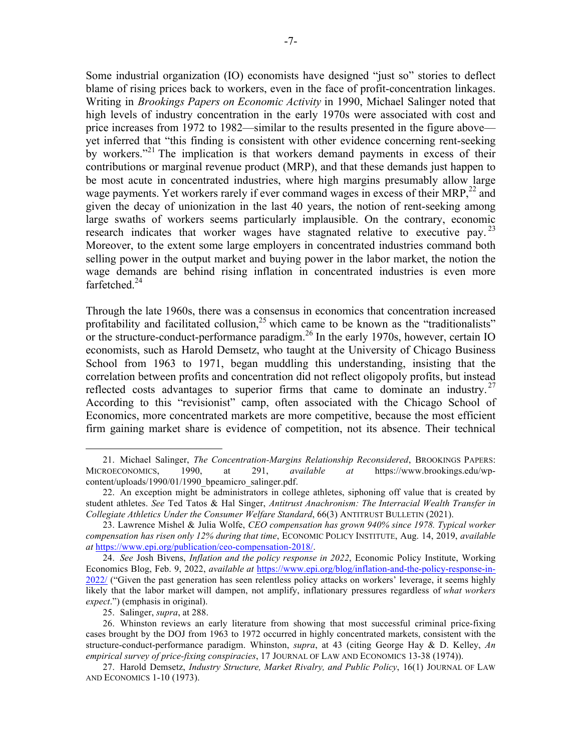Some industrial organization (IO) economists have designed "just so" stories to deflect blame of rising prices back to workers, even in the face of profit-concentration linkages. Writing in *Brookings Papers on Economic Activity* in 1990, Michael Salinger noted that high levels of industry concentration in the early 1970s were associated with cost and price increases from 1972 to 1982—similar to the results presented in the figure above—yet inferred that "this finding is consistent with other evidence concerning rent-seeking by workers."[21] The implication is that workers demand payments in excess of their contributions or marginal revenue product (MRP), and that these demands just happen to be most acute in concentrated industries, where high margins presumably allow large wage payments. Yet workers rarely if ever command wages in excess of their MRP,[22] and given the decay of unionization in the last 40 years, the notion of rent-seeking among large swaths of workers seems particularly implausible. On the contrary, economic research indicates that worker wages have stagnated relative to executive pay.[23] Moreover, to the extent some large employers in concentrated industries command both selling power in the output market and buying power in the labor market, the notion the wage demands are behind rising inflation in concentrated industries is even more farfetched.[24]

Through the late 1960s, there was a consensus in economics that concentration increased profitability and facilitated collusion,[25] which came to be known as the "traditionalists" or the structure-conduct-performance paradigm.[26] In the early 1970s, however, certain IO economists, such as Harold Demsetz, who taught at the University of Chicago Business School from 1963 to 1971, began muddling this understanding, insisting that the correlation between profits and concentration did not reflect oligopoly profits, but instead reflected costs advantages to superior firms that came to dominate an industry.[27] According to this "revisionist" camp, often associated with the Chicago School of Economics, more concentrated markets are more competitive, because the most efficient firm gaining market share is evidence of competition, not its absence. Their technical

---

21. Michael Salinger, *The Concentration-Margins Relationship Reconsidered*, BROOKINGS PAPERS: MICROECONOMICS, 1990, at 291, *available at* https://www.brookings.edu/wp-content/uploads/1990/01/1990_bpeamicro_salinger.pdf.

22. An exception might be administrators in college athletes, siphoning off value that is created by student athletes. *See* Ted Tatos & Hal Singer, *Antitrust Anachronism: The Interracial Wealth Transfer in Collegiate Athletics Under the Consumer Welfare Standard*, 66(3) ANTITRUST BULLETIN (2021).

23. Lawrence Mishel & Julia Wolfe, *CEO compensation has grown 940% since 1978. Typical worker compensation has risen only 12% during that time*, ECONOMIC POLICY INSTITUTE, Aug. 14, 2019, *available at* https://www.epi.org/publication/ceo-compensation-2018/.

24. *See* Josh Bivens, *Inflation and the policy response in 2022*, Economic Policy Institute, Working Economics Blog, Feb. 9, 2022, *available at* https://www.epi.org/blog/inflation-and-the-policy-response-in-2022/ ("Given the past generation has seen relentless policy attacks on workers' leverage, it seems highly likely that the labor market will dampen, not amplify, inflationary pressures regardless of *what workers expect*.") (emphasis in original).

25. Salinger, *supra*, at 288.

26. Whinston reviews an early literature from showing that most successful criminal price-fixing cases brought by the DOJ from 1963 to 1972 occurred in highly concentrated markets, consistent with the structure-conduct-performance paradigm. Whinston, *supra*, at 43 (citing George Hay & D. Kelley, *An empirical survey of price-fixing conspiracies*, 17 JOURNAL OF LAW AND ECONOMICS 13-38 (1974)).

27. Harold Demsetz, *Industry Structure, Market Rivalry, and Public Policy*, 16(1) JOURNAL OF LAW AND ECONOMICS 1-10 (1973).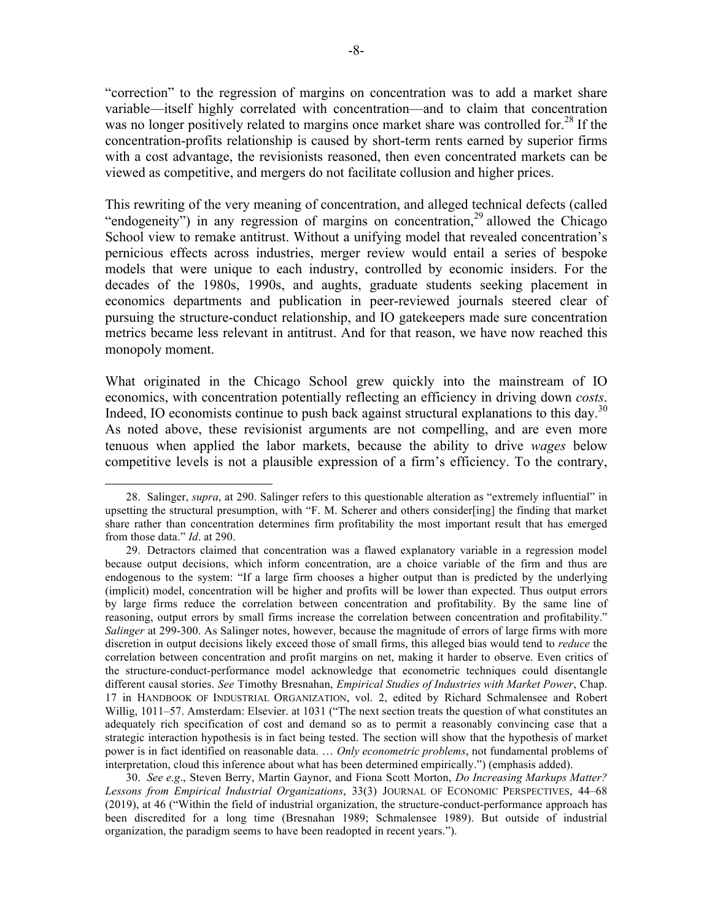"correction" to the regression of margins on concentration was to add a market share variable—itself highly correlated with concentration—and to claim that concentration was no longer positively related to margins once market share was controlled for.[28] If the concentration-profits relationship is caused by short-term rents earned by superior firms with a cost advantage, the revisionists reasoned, then even concentrated markets can be viewed as competitive, and mergers do not facilitate collusion and higher prices.

This rewriting of the very meaning of concentration, and alleged technical defects (called "endogeneity") in any regression of margins on concentration,[29] allowed the Chicago School view to remake antitrust. Without a unifying model that revealed concentration's pernicious effects across industries, merger review would entail a series of bespoke models that were unique to each industry, controlled by economic insiders. For the decades of the 1980s, 1990s, and aughts, graduate students seeking placement in economics departments and publication in peer-reviewed journals steered clear of pursuing the structure-conduct relationship, and IO gatekeepers made sure concentration metrics became less relevant in antitrust. And for that reason, we have now reached this monopoly moment.

What originated in the Chicago School grew quickly into the mainstream of IO economics, with concentration potentially reflecting an efficiency in driving down *costs*. Indeed, IO economists continue to push back against structural explanations to this day.[30] As noted above, these revisionist arguments are not compelling, and are even more tenuous when applied the labor markets, because the ability to drive *wages* below competitive levels is not a plausible expression of a firm's efficiency. To the contrary,

---

28. Salinger, *supra*, at 290. Salinger refers to this questionable alteration as "extremely influential" in upsetting the structural presumption, with "F. M. Scherer and others consider[ing] the finding that market share rather than concentration determines firm profitability the most important result that has emerged from those data." *Id*. at 290.

29. Detractors claimed that concentration was a flawed explanatory variable in a regression model because output decisions, which inform concentration, are a choice variable of the firm and thus are endogenous to the system: "If a large firm chooses a higher output than is predicted by the underlying (implicit) model, concentration will be higher and profits will be lower than expected. Thus output errors by large firms reduce the correlation between concentration and profitability. By the same line of reasoning, output errors by small firms increase the correlation between concentration and profitability." *Salinger* at 299-300. As Salinger notes, however, because the magnitude of errors of large firms with more discretion in output decisions likely exceed those of small firms, this alleged bias would tend to *reduce* the correlation between concentration and profit margins on net, making it harder to observe. Even critics of the structure-conduct-performance model acknowledge that econometric techniques could disentangle different causal stories. *See* Timothy Bresnahan, *Empirical Studies of Industries with Market Power*, Chap. 17 in HANDBOOK OF INDUSTRIAL ORGANIZATION, vol. 2, edited by Richard Schmalensee and Robert Willig, 1011–57. Amsterdam: Elsevier. at 1031 ("The next section treats the question of what constitutes an adequately rich specification of cost and demand so as to permit a reasonably convincing case that a strategic interaction hypothesis is in fact being tested. The section will show that the hypothesis of market power is in fact identified on reasonable data. … *Only econometric problems*, not fundamental problems of interpretation, cloud this inference about what has been determined empirically.") (emphasis added).

30. *See e.g*., Steven Berry, Martin Gaynor, and Fiona Scott Morton, *Do Increasing Markups Matter? Lessons from Empirical Industrial Organizations*, 33(3) JOURNAL OF ECONOMIC PERSPECTIVES, 44–68 (2019), at 46 ("Within the field of industrial organization, the structure-conduct-performance approach has been discredited for a long time (Bresnahan 1989; Schmalensee 1989). But outside of industrial organization, the paradigm seems to have been readopted in recent years.").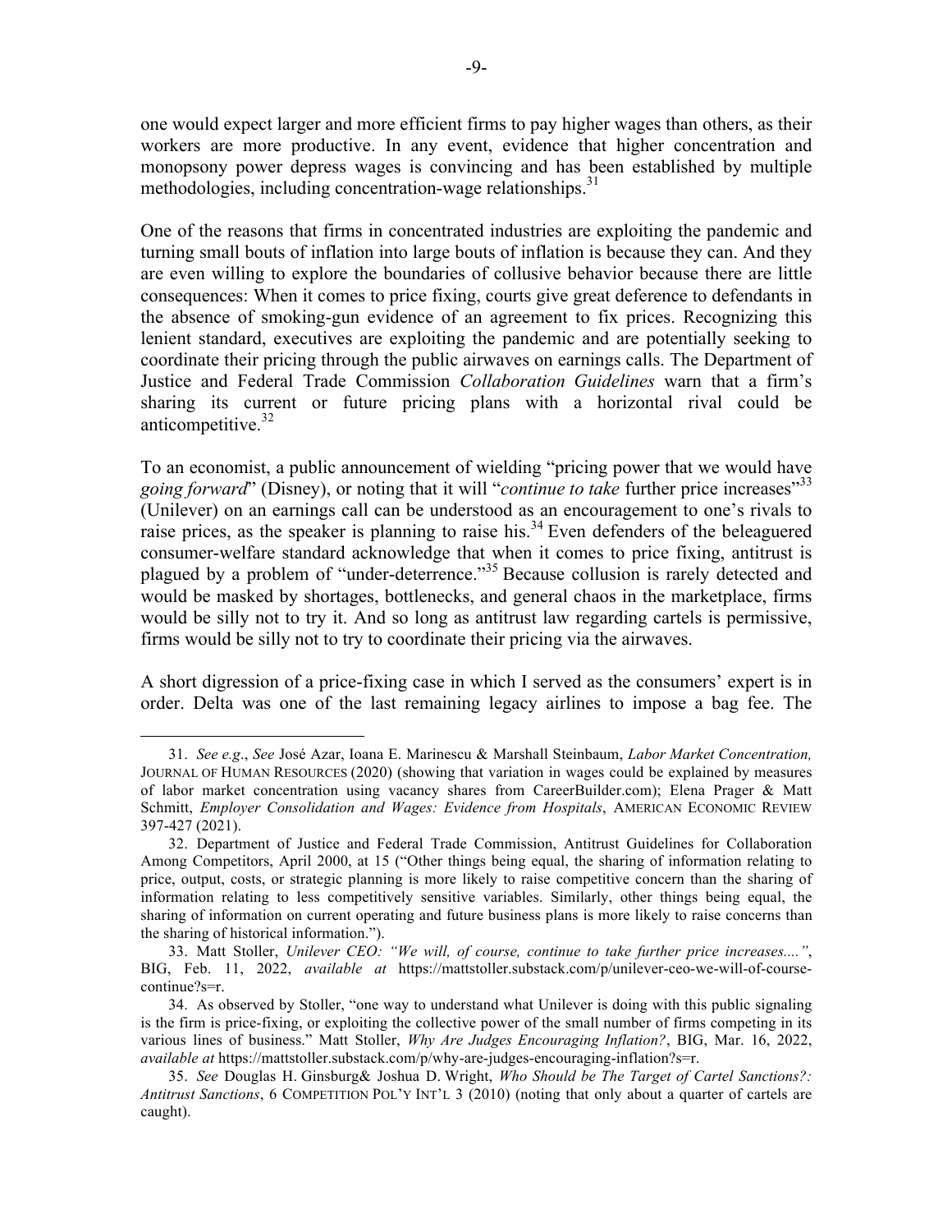one would expect larger and more efficient firms to pay higher wages than others, as their workers are more productive. In any event, evidence that higher concentration and monopsony power depress wages is convincing and has been established by multiple methodologies, including concentration-wage relationships.[31]

One of the reasons that firms in concentrated industries are exploiting the pandemic and turning small bouts of inflation into large bouts of inflation is because they can. And they are even willing to explore the boundaries of collusive behavior because there are little consequences: When it comes to price fixing, courts give great deference to defendants in the absence of smoking-gun evidence of an agreement to fix prices. Recognizing this lenient standard, executives are exploiting the pandemic and are potentially seeking to coordinate their pricing through the public airwaves on earnings calls. The Department of Justice and Federal Trade Commission *Collaboration Guidelines* warn that a firm's sharing its current or future pricing plans with a horizontal rival could be anticompetitive.[32]

To an economist, a public announcement of wielding "pricing power that we would have *going forward*" (Disney), or noting that it will "*continue to take* further price increases"[33] (Unilever) on an earnings call can be understood as an encouragement to one's rivals to raise prices, as the speaker is planning to raise his.[34] Even defenders of the beleaguered consumer-welfare standard acknowledge that when it comes to price fixing, antitrust is plagued by a problem of "under-deterrence."[35] Because collusion is rarely detected and would be masked by shortages, bottlenecks, and general chaos in the marketplace, firms would be silly not to try it. And so long as antitrust law regarding cartels is permissive, firms would be silly not to try to coordinate their pricing via the airwaves.

A short digression of a price-fixing case in which I served as the consumers' expert is in order. Delta was one of the last remaining legacy airlines to impose a bag fee. The

---

31. *See e.g*., *See* José Azar, Ioana E. Marinescu & Marshall Steinbaum, *Labor Market Concentration,* JOURNAL OF HUMAN RESOURCES (2020) (showing that variation in wages could be explained by measures of labor market concentration using vacancy shares from CareerBuilder.com); Elena Prager & Matt Schmitt, *Employer Consolidation and Wages: Evidence from Hospitals*, AMERICAN ECONOMIC REVIEW 397-427 (2021).

32. Department of Justice and Federal Trade Commission, Antitrust Guidelines for Collaboration Among Competitors, April 2000, at 15 ("Other things being equal, the sharing of information relating to price, output, costs, or strategic planning is more likely to raise competitive concern than the sharing of information relating to less competitively sensitive variables. Similarly, other things being equal, the sharing of information on current operating and future business plans is more likely to raise concerns than the sharing of historical information.").

33. Matt Stoller, *Unilever CEO: "We will, of course, continue to take further price increases...."*, BIG, Feb. 11, 2022, *available at* https://mattstoller.substack.com/p/unilever-ceo-we-will-of-course-continue?s=r.

34. As observed by Stoller, "one way to understand what Unilever is doing with this public signaling is the firm is price-fixing, or exploiting the collective power of the small number of firms competing in its various lines of business." Matt Stoller, *Why Are Judges Encouraging Inflation?*, BIG, Mar. 16, 2022, *available at* https://mattstoller.substack.com/p/why-are-judges-encouraging-inflation?s=r.

35. *See* Douglas H. Ginsburg& Joshua D. Wright, *Who Should be The Target of Cartel Sanctions?: Antitrust Sanctions*, 6 COMPETITION POL'Y INT'L 3 (2010) (noting that only about a quarter of cartels are caught).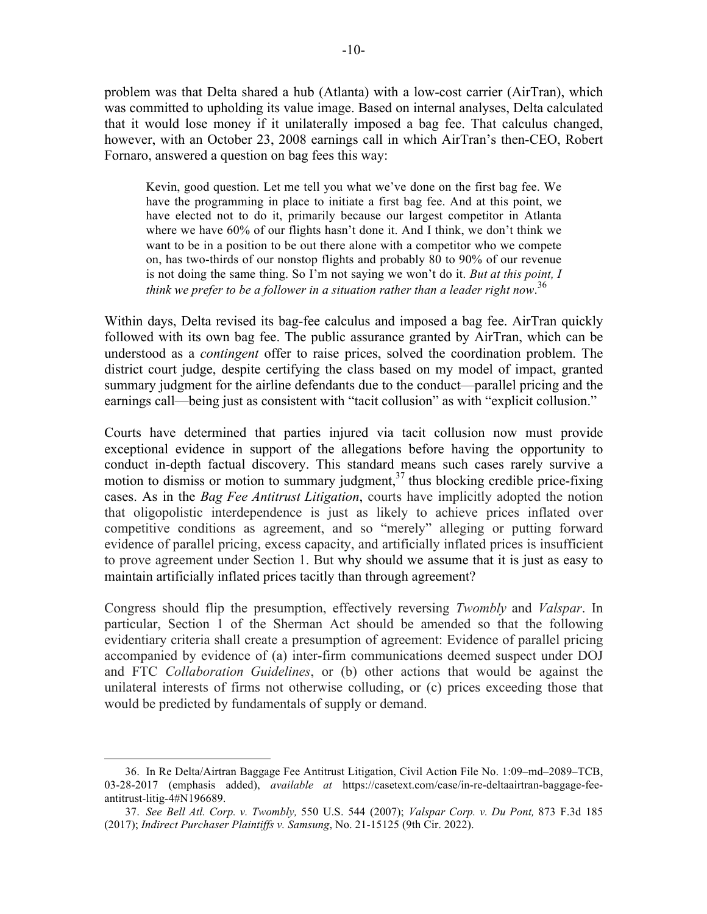problem was that Delta shared a hub (Atlanta) with a low-cost carrier (AirTran), which was committed to upholding its value image. Based on internal analyses, Delta calculated that it would lose money if it unilaterally imposed a bag fee. That calculus changed, however, with an October 23, 2008 earnings call in which AirTran's then-CEO, Robert Fornaro, answered a question on bag fees this way:

> Kevin, good question. Let me tell you what we've done on the first bag fee. We have the programming in place to initiate a first bag fee. And at this point, we have elected not to do it, primarily because our largest competitor in Atlanta where we have 60% of our flights hasn't done it. And I think, we don't think we want to be in a position to be out there alone with a competitor who we compete on, has two-thirds of our nonstop flights and probably 80 to 90% of our revenue is not doing the same thing. So I'm not saying we won't do it. *But at this point, I think we prefer to be a follower in a situation rather than a leader right now*.[36]

Within days, Delta revised its bag-fee calculus and imposed a bag fee. AirTran quickly followed with its own bag fee. The public assurance granted by AirTran, which can be understood as a *contingent* offer to raise prices, solved the coordination problem. The district court judge, despite certifying the class based on my model of impact, granted summary judgment for the airline defendants due to the conduct—parallel pricing and the earnings call—being just as consistent with "tacit collusion" as with "explicit collusion."

Courts have determined that parties injured via tacit collusion now must provide exceptional evidence in support of the allegations before having the opportunity to conduct in-depth factual discovery. This standard means such cases rarely survive a motion to dismiss or motion to summary judgment,[37] thus blocking credible price-fixing cases. As in the *Bag Fee Antitrust Litigation*, courts have implicitly adopted the notion that oligopolistic interdependence is just as likely to achieve prices inflated over competitive conditions as agreement, and so "merely" alleging or putting forward evidence of parallel pricing, excess capacity, and artificially inflated prices is insufficient to prove agreement under Section 1. But why should we assume that it is just as easy to maintain artificially inflated prices tacitly than through agreement?

Congress should flip the presumption, effectively reversing *Twombly* and *Valspar*. In particular, Section 1 of the Sherman Act should be amended so that the following evidentiary criteria shall create a presumption of agreement: Evidence of parallel pricing accompanied by evidence of (a) inter-firm communications deemed suspect under DOJ and FTC *Collaboration Guidelines*, or (b) other actions that would be against the unilateral interests of firms not otherwise colluding, or (c) prices exceeding those that would be predicted by fundamentals of supply or demand.

---

36. In Re Delta/Airtran Baggage Fee Antitrust Litigation, Civil Action File No. 1:09–md–2089–TCB, 03-28-2017 (emphasis added), *available at* https://casetext.com/case/in-re-deltaairtran-baggage-fee-antitrust-litig-4#N196689.

37. *See Bell Atl. Corp. v. Twombly,* 550 U.S. 544 (2007); *Valspar Corp. v. Du Pont,* 873 F.3d 185 (2017); *Indirect Purchaser Plaintiffs v. Samsung*, No. 21-15125 (9th Cir. 2022).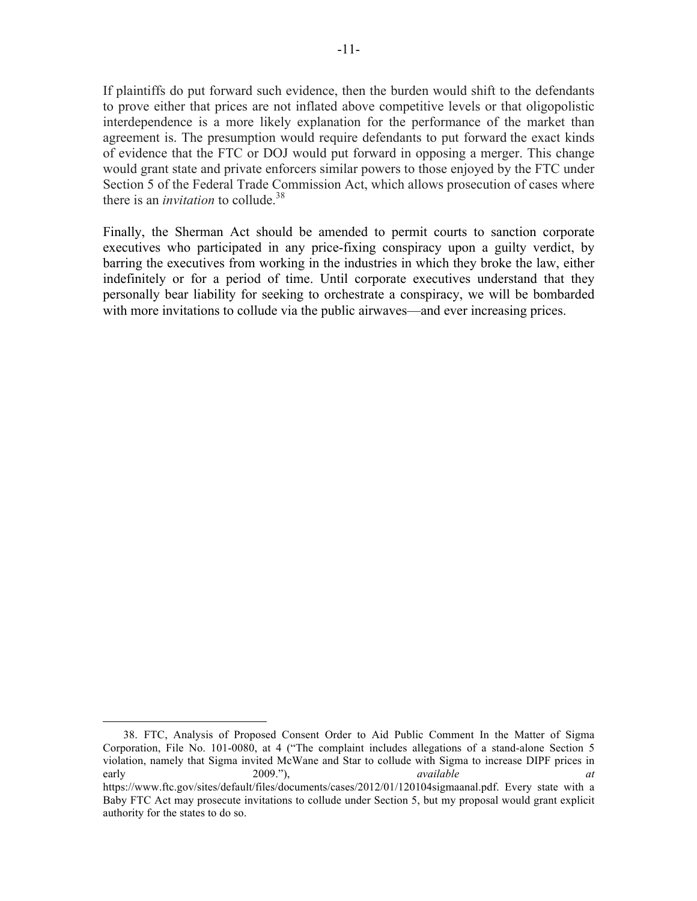If plaintiffs do put forward such evidence, then the burden would shift to the defendants to prove either that prices are not inflated above competitive levels or that oligopolistic interdependence is a more likely explanation for the performance of the market than agreement is. The presumption would require defendants to put forward the exact kinds of evidence that the FTC or DOJ would put forward in opposing a merger. This change would grant state and private enforcers similar powers to those enjoyed by the FTC under Section 5 of the Federal Trade Commission Act, which allows prosecution of cases where there is an *invitation* to collude.[38]

Finally, the Sherman Act should be amended to permit courts to sanction corporate executives who participated in any price-fixing conspiracy upon a guilty verdict, by barring the executives from working in the industries in which they broke the law, either indefinitely or for a period of time. Until corporate executives understand that they personally bear liability for seeking to orchestrate a conspiracy, we will be bombarded with more invitations to collude via the public airwaves—and ever increasing prices.

---

38. FTC, Analysis of Proposed Consent Order to Aid Public Comment In the Matter of Sigma Corporation, File No. 101-0080, at 4 ("The complaint includes allegations of a stand-alone Section 5 violation, namely that Sigma invited McWane and Star to collude with Sigma to increase DIPF prices in early 2009."), *available at* https://www.ftc.gov/sites/default/files/documents/cases/2012/01/120104sigmaanal.pdf. Every state with a Baby FTC Act may prosecute invitations to collude under Section 5, but my proposal would grant explicit authority for the states to do so.